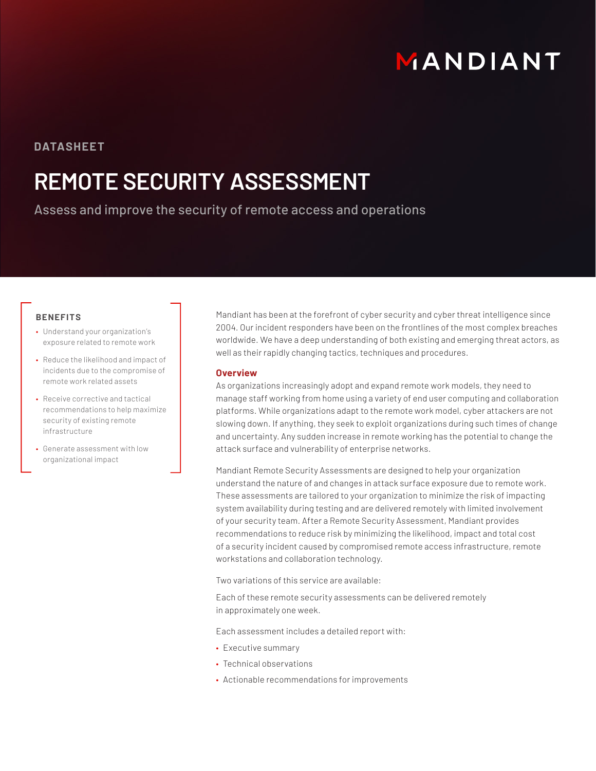MANDIANT

DATASHEET

# REMOTE SECURITY ASSESSMENT

Assess and improve the security of remote access and operations

### BENEFITS

- Understand your organization's exposure related to remote work
- Reduce the likelihood and impact of incidents due to the compromise of remote work related assets
- Receive corrective and tactical recommendations to help maximize security of existing remote infrastructure
- Generate assessment with low organizational impact

Mandiant has been at the forefront of cyber security and cyber threat intelligence since 2004. Our incident responders have been on the frontlines of the most complex breaches worldwide. We have a deep understanding of both existing and emerging threat actors, as well as their rapidly changing tactics, techniques and procedures.

## Overview

As organizations increasingly adopt and expand remote work models, they need to manage staff working from home using a variety of end user computing and collaboration platforms. While organizations adapt to the remote work model, cyber attackers are not slowing down. If anything, they seek to exploit organizations during such times of change and uncertainty. Any sudden increase in remote working has the potential to change the attack surface and vulnerability of enterprise networks.

Mandiant Remote Security Assessments are designed to help your organization understand the nature of and changes in attack surface exposure due to remote work. These assessments are tailored to your organization to minimize the risk of impacting system availability during testing and are delivered remotely with limited involvement of your security team. After a Remote Security Assessment, Mandiant provides recommendations to reduce risk by minimizing the likelihood, impact and total cost of a security incident caused by compromised remote access infrastructure, remote workstations and collaboration technology.

Two variations of this service are available:

Each of these remote security assessments can be delivered remotely in approximately one week.

Each assessment includes a detailed report with:

- Executive summary
- Technical observations
- Actionable recommendations for improvements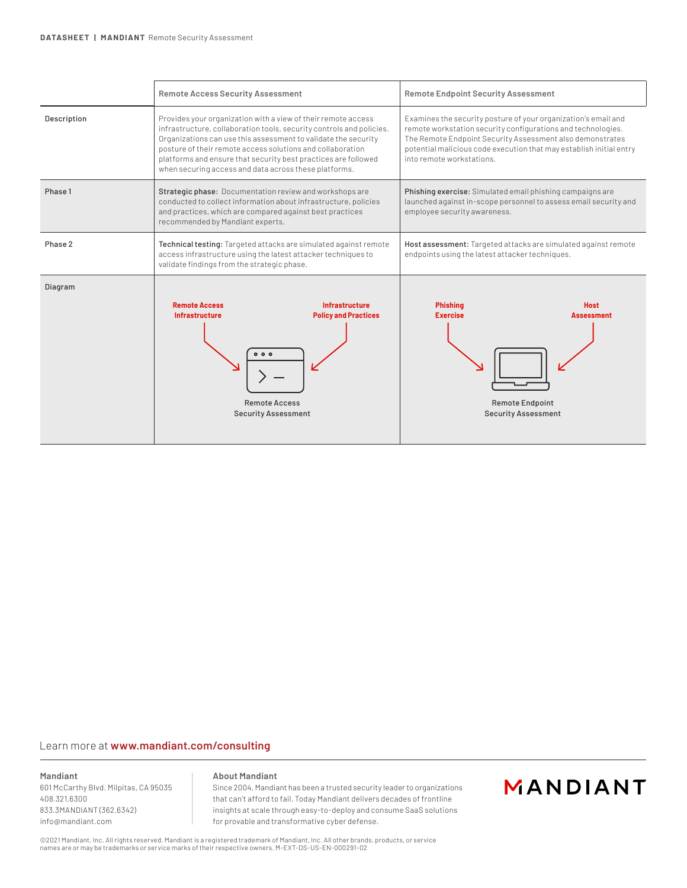| | Remote Access Security Assessment | Remote Endpoint Security Assessment |
|---|---|---|
| Description | Provides your organization with a view of their remote access infrastructure, collaboration tools, security controls and policies. Organizations can use this assessment to validate the security posture of their remote access solutions and collaboration platforms and ensure that security best practices are followed when securing access and data across these platforms. | Examines the security posture of your organization's email and remote workstation security configurations and technologies. The Remote Endpoint Security Assessment also demonstrates potential malicious code execution that may establish initial entry into remote workstations. |
| Phase 1 | **Strategic phase:** Documentation review and workshops are conducted to collect information about infrastructure, policies and practices, which are compared against best practices recommended by Mandiant experts. | **Phishing exercise:** Simulated email phishing campaigns are launched against in-scope personnel to assess email security and employee security awareness. |
| Phase 2 | **Technical testing:** Targeted attacks are simulated against remote access infrastructure using the latest attacker techniques to validate findings from the strategic phase. | **Host assessment:** Targeted attacks are simulated against remote endpoints using the latest attacker techniques. |
| Diagram | Remote Access Infrastructure; Infrastructure Policy and Practices; Remote Access Security Assessment | Phishing Exercise; Host Assessment; Remote Endpoint Security Assessment |

Learn more at **www.mandiant.com/consulting**

**Mandiant**
601 McCarthy Blvd. Milpitas, CA 95035
408.321.6300
833.3MANDIANT (362.6342)
info@mandiant.com

**About Mandiant**
Since 2004, Mandiant has been a trusted security leader to organizations that can't afford to fail. Today Mandiant delivers decades of frontline insights at scale through easy-to-deploy and consume SaaS solutions for provable and transformative cyber defense.

MANDIANT

©2021 Mandiant, Inc. All rights reserved. Mandiant is a registered trademark of Mandiant, Inc. All other brands, products, or service names are or may be trademarks or service marks of their respective owners. M-EXT-DS-US-EN-000291-02